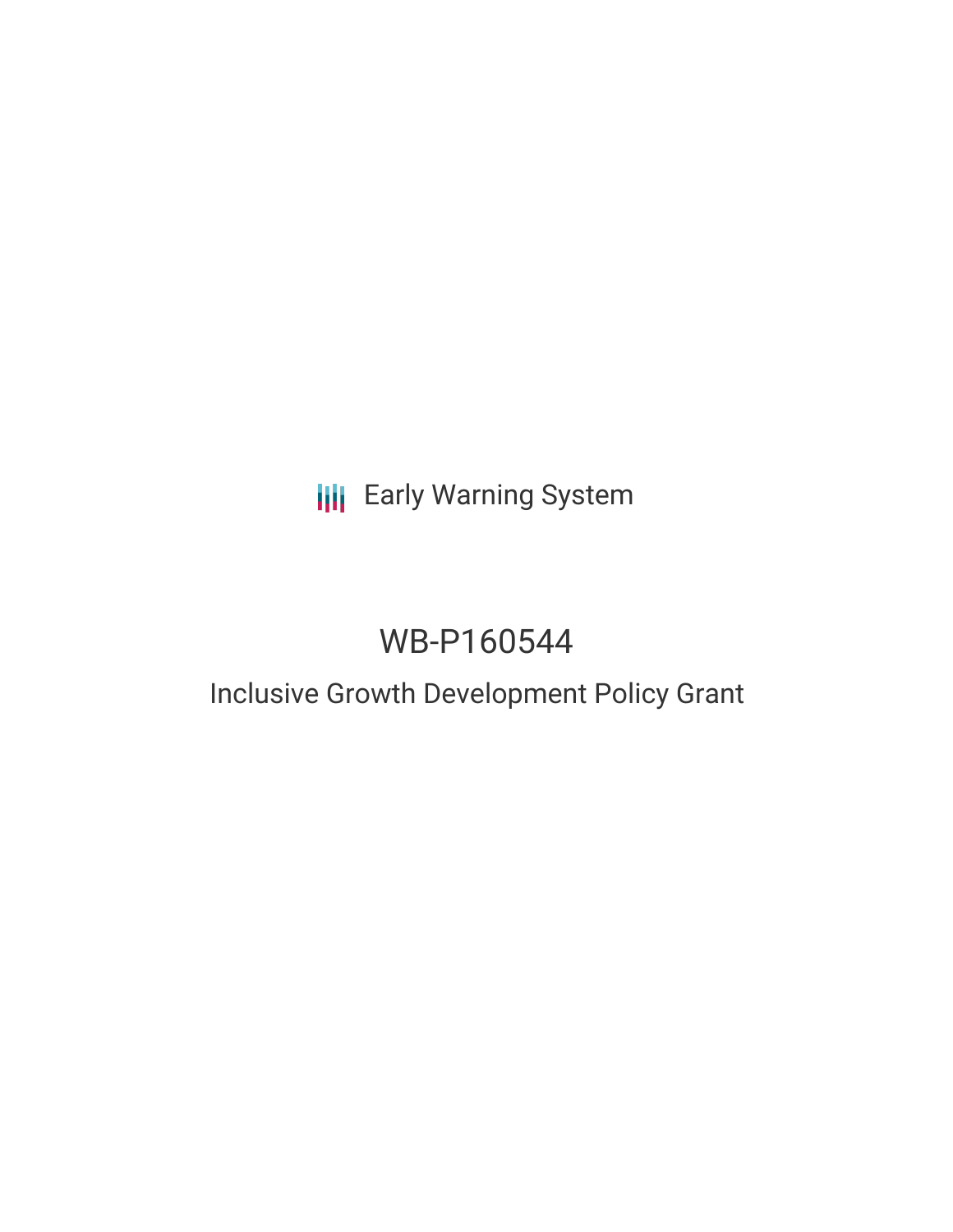Early Warning System

# WB-P160544

## Inclusive Growth Development Policy Grant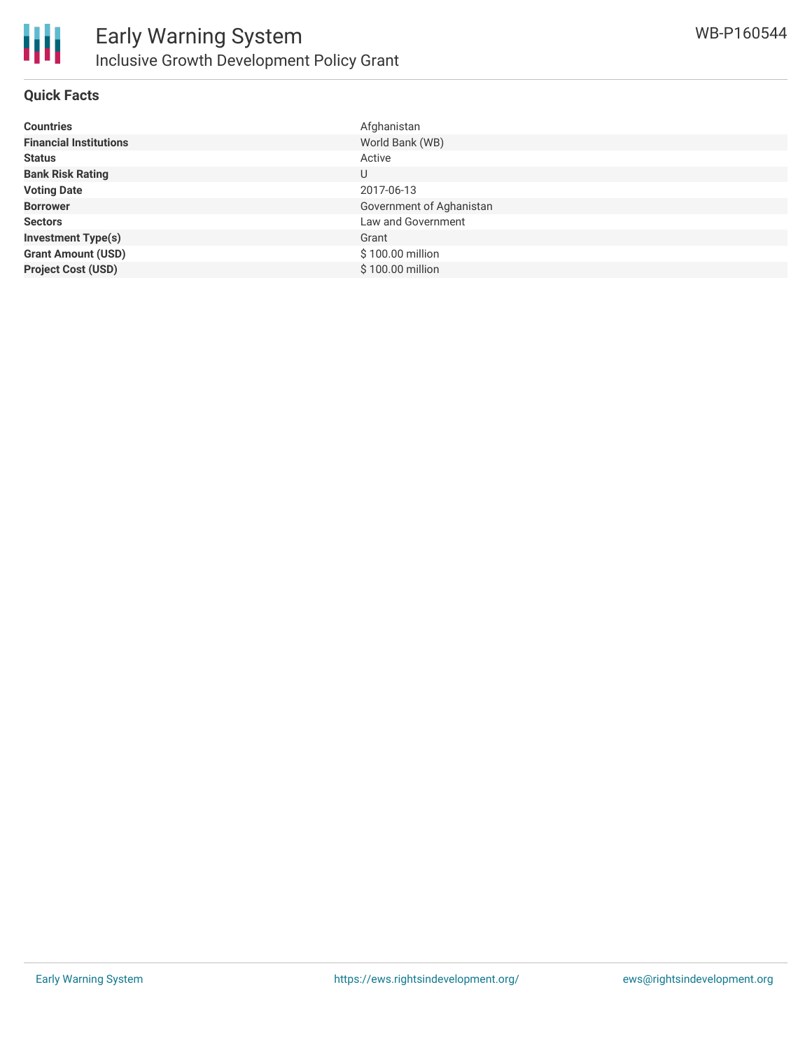# Early Warning System

## Inclusive Growth Development Policy Grant

WB-P160544

### Quick Facts

| | |
|---|---|
| **Countries** | Afghanistan |
| **Financial Institutions** | World Bank (WB) |
| **Status** | Active |
| **Bank Risk Rating** | U |
| **Voting Date** | 2017-06-13 |
| **Borrower** | Government of Aghanistan |
| **Sectors** | Law and Government |
| **Investment Type(s)** | Grant |
| **Grant Amount (USD)** | $ 100.00 million |
| **Project Cost (USD)** | $ 100.00 million |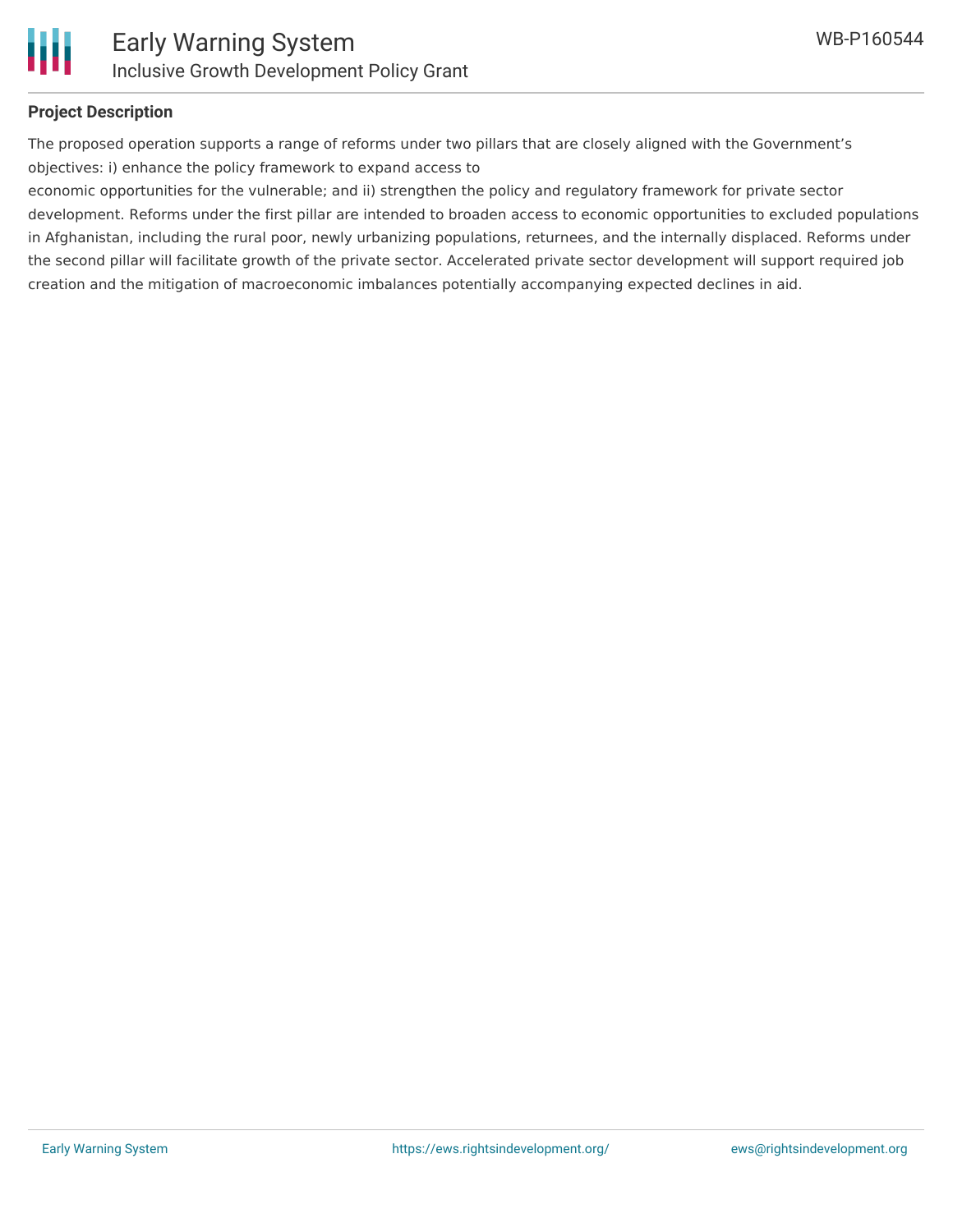## Project Description

The proposed operation supports a range of reforms under two pillars that are closely aligned with the Government's objectives: i) enhance the policy framework to expand access to economic opportunities for the vulnerable; and ii) strengthen the policy and regulatory framework for private sector development. Reforms under the first pillar are intended to broaden access to economic opportunities to excluded populations in Afghanistan, including the rural poor, newly urbanizing populations, returnees, and the internally displaced. Reforms under the second pillar will facilitate growth of the private sector. Accelerated private sector development will support required job creation and the mitigation of macroeconomic imbalances potentially accompanying expected declines in aid.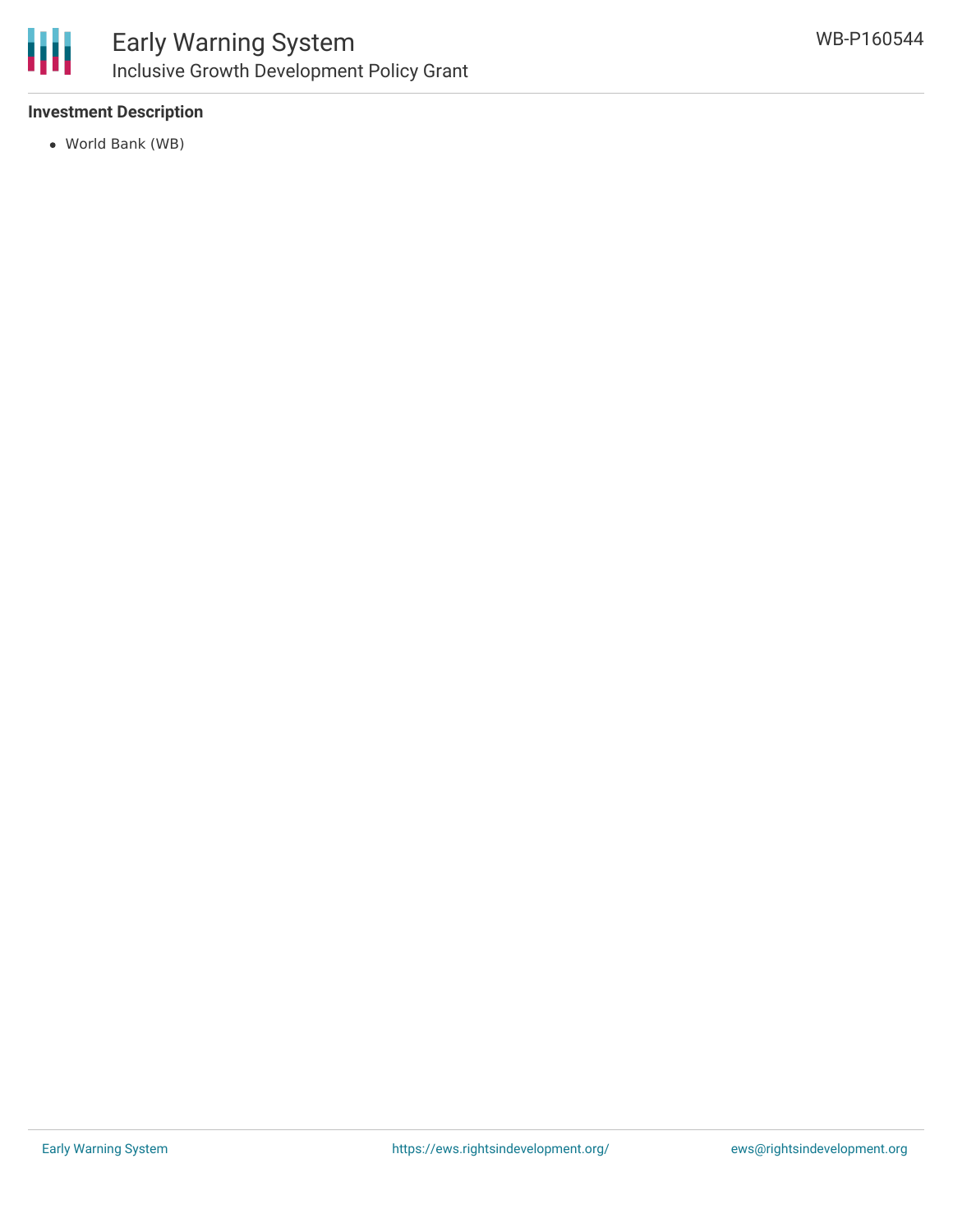**Investment Description**

- World Bank (WB)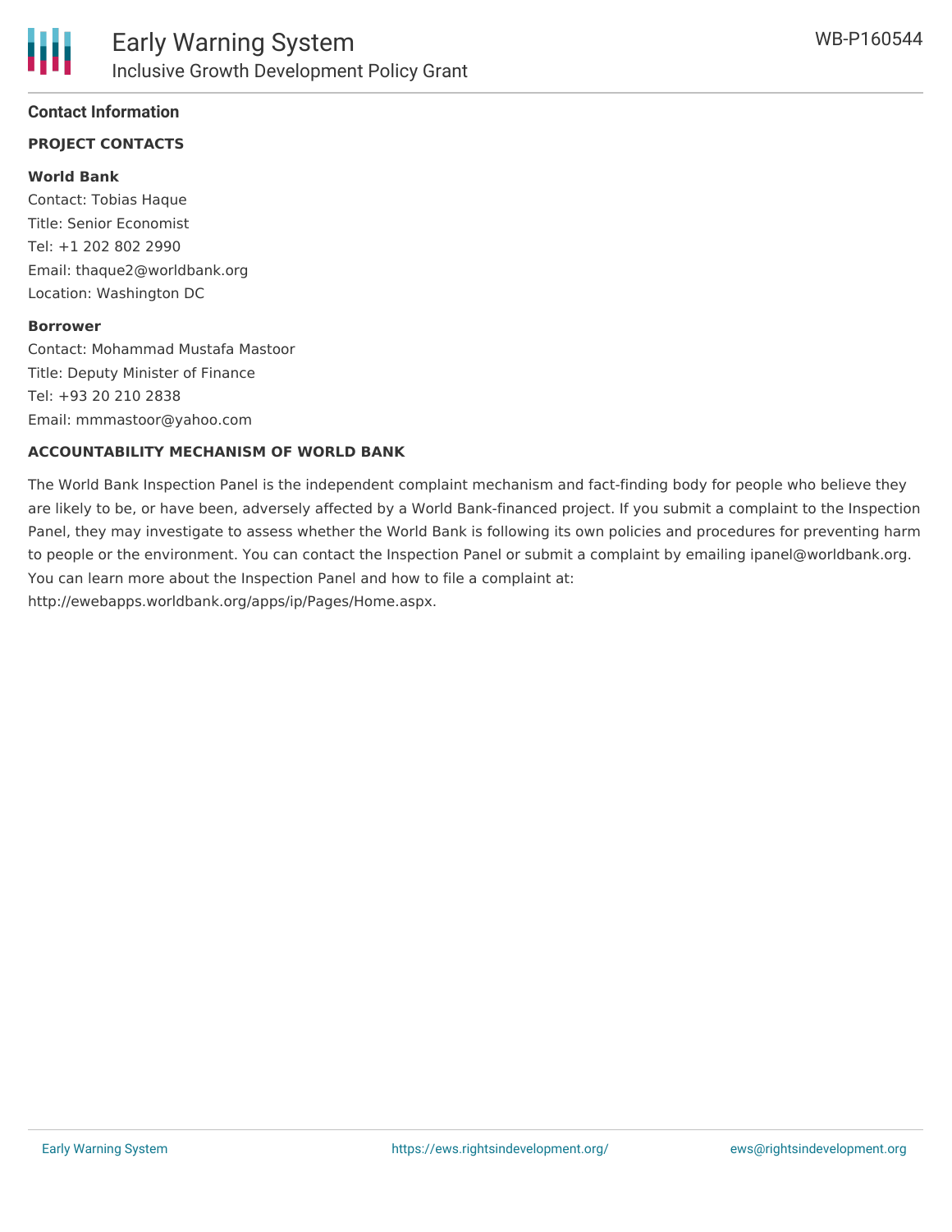## Contact Information

### PROJECT CONTACTS

**World Bank**
Contact: Tobias Haque
Title: Senior Economist
Tel: +1 202 802 2990
Email: thaque2@worldbank.org
Location: Washington DC

**Borrower**
Contact: Mohammad Mustafa Mastoor
Title: Deputy Minister of Finance
Tel: +93 20 210 2838
Email: mmmastoor@yahoo.com

### ACCOUNTABILITY MECHANISM OF WORLD BANK

The World Bank Inspection Panel is the independent complaint mechanism and fact-finding body for people who believe they are likely to be, or have been, adversely affected by a World Bank-financed project. If you submit a complaint to the Inspection Panel, they may investigate to assess whether the World Bank is following its own policies and procedures for preventing harm to people or the environment. You can contact the Inspection Panel or submit a complaint by emailing ipanel@worldbank.org. You can learn more about the Inspection Panel and how to file a complaint at: http://ewebapps.worldbank.org/apps/ip/Pages/Home.aspx.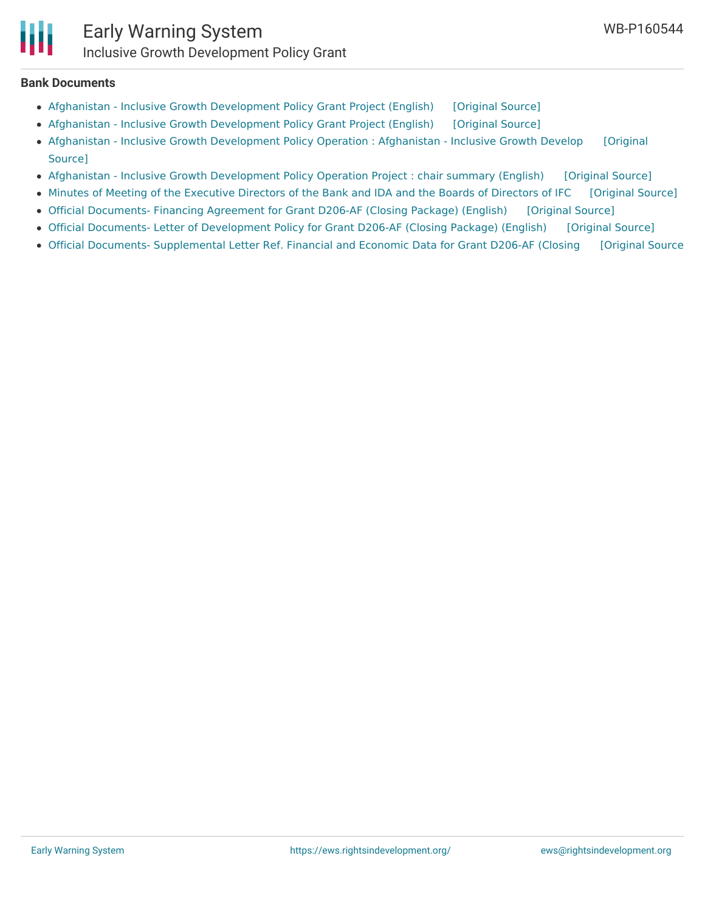**Bank Documents**

- Afghanistan - Inclusive Growth Development Policy Grant Project (English) [Original Source]
- Afghanistan - Inclusive Growth Development Policy Grant Project (English) [Original Source]
- Afghanistan - Inclusive Growth Development Policy Operation : Afghanistan - Inclusive Growth Develop [Original Source]
- Afghanistan - Inclusive Growth Development Policy Operation Project : chair summary (English) [Original Source]
- Minutes of Meeting of the Executive Directors of the Bank and IDA and the Boards of Directors of IFC [Original Source]
- Official Documents- Financing Agreement for Grant D206-AF (Closing Package) (English) [Original Source]
- Official Documents- Letter of Development Policy for Grant D206-AF (Closing Package) (English) [Original Source]
- Official Documents- Supplemental Letter Ref. Financial and Economic Data for Grant D206-AF (Closing [Original Source